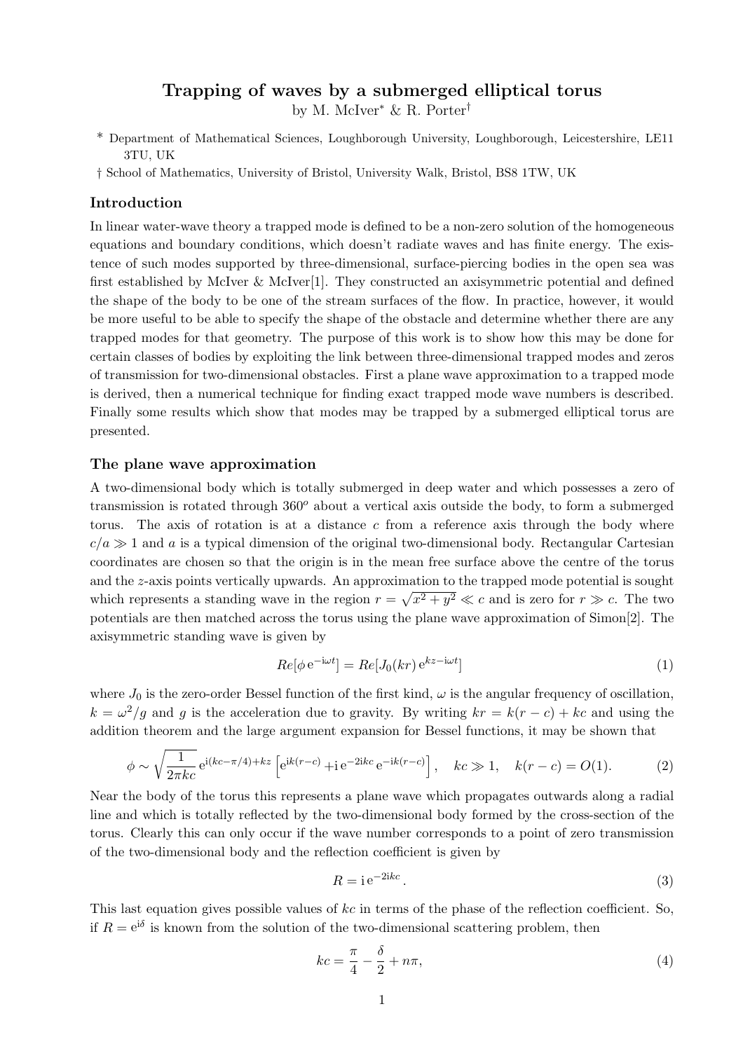# Trapping of waves by a submerged elliptical torus

by M. McIver* & R. Porter†

\* Department of Mathematical Sciences, Loughborough University, Loughborough, Leicestershire, LE11 3TU, UK

† School of Mathematics, University of Bristol, University Walk, Bristol, BS8 1TW, UK

## Introduction

In linear water-wave theory a trapped mode is defined to be a non-zero solution of the homogeneous equations and boundary conditions, which doesn't radiate waves and has finite energy. The existence of such modes supported by three-dimensional, surface-piercing bodies in the open sea was first established by McIver & McIver[1]. They constructed an axisymmetric potential and defined the shape of the body to be one of the stream surfaces of the flow. In practice, however, it would be more useful to be able to specify the shape of the obstacle and determine whether there are any trapped modes for that geometry. The purpose of this work is to show how this may be done for certain classes of bodies by exploiting the link between three-dimensional trapped modes and zeros of transmission for two-dimensional obstacles. First a plane wave approximation to a trapped mode is derived, then a numerical technique for finding exact trapped mode wave numbers is described. Finally some results which show that modes may be trapped by a submerged elliptical torus are presented.

## The plane wave approximation

A two-dimensional body which is totally submerged in deep water and which possesses a zero of transmission is rotated through $360^o$ about a vertical axis outside the body, to form a submerged torus. The axis of rotation is at a distance $c$ from a reference axis through the body where $c/a \gg 1$ and $a$ is a typical dimension of the original two-dimensional body. Rectangular Cartesian coordinates are chosen so that the origin is in the mean free surface above the centre of the torus and the $z$-axis points vertically upwards. An approximation to the trapped mode potential is sought which represents a standing wave in the region $r = \sqrt{x^2+y^2} \ll c$ and is zero for $r \gg c$. The two potentials are then matched across the torus using the plane wave approximation of Simon[2]. The axisymmetric standing wave is given by

$$Re[\phi\, \mathrm{e}^{-\mathrm{i}\omega t}] = Re[J_0(kr)\, \mathrm{e}^{kz-\mathrm{i}\omega t}] \tag{1}$$

where $J_0$ is the zero-order Bessel function of the first kind, $\omega$ is the angular frequency of oscillation, $k = \omega^2/g$ and $g$ is the acceleration due to gravity. By writing $kr = k(r-c) + kc$ and using the addition theorem and the large argument expansion for Bessel functions, it may be shown that

$$\phi \sim \sqrt{\frac{1}{2\pi kc}}\, \mathrm{e}^{\mathrm{i}(kc-\pi/4)+kz} \left[\mathrm{e}^{\mathrm{i}k(r-c)} + \mathrm{i}\,\mathrm{e}^{-2\mathrm{i}kc}\,\mathrm{e}^{-\mathrm{i}k(r-c)}\right], \quad kc \gg 1, \quad k(r-c) = O(1). \tag{2}$$

Near the body of the torus this represents a plane wave which propagates outwards along a radial line and which is totally reflected by the two-dimensional body formed by the cross-section of the torus. Clearly this can only occur if the wave number corresponds to a point of zero transmission of the two-dimensional body and the reflection coefficient is given by

$$R = \mathrm{i}\,\mathrm{e}^{-2\mathrm{i}kc}. \tag{3}$$

This last equation gives possible values of $kc$ in terms of the phase of the reflection coefficient. So, if $R = \mathrm{e}^{\mathrm{i}\delta}$ is known from the solution of the two-dimensional scattering problem, then

$$kc = \frac{\pi}{4} - \frac{\delta}{2} + n\pi, \tag{4}$$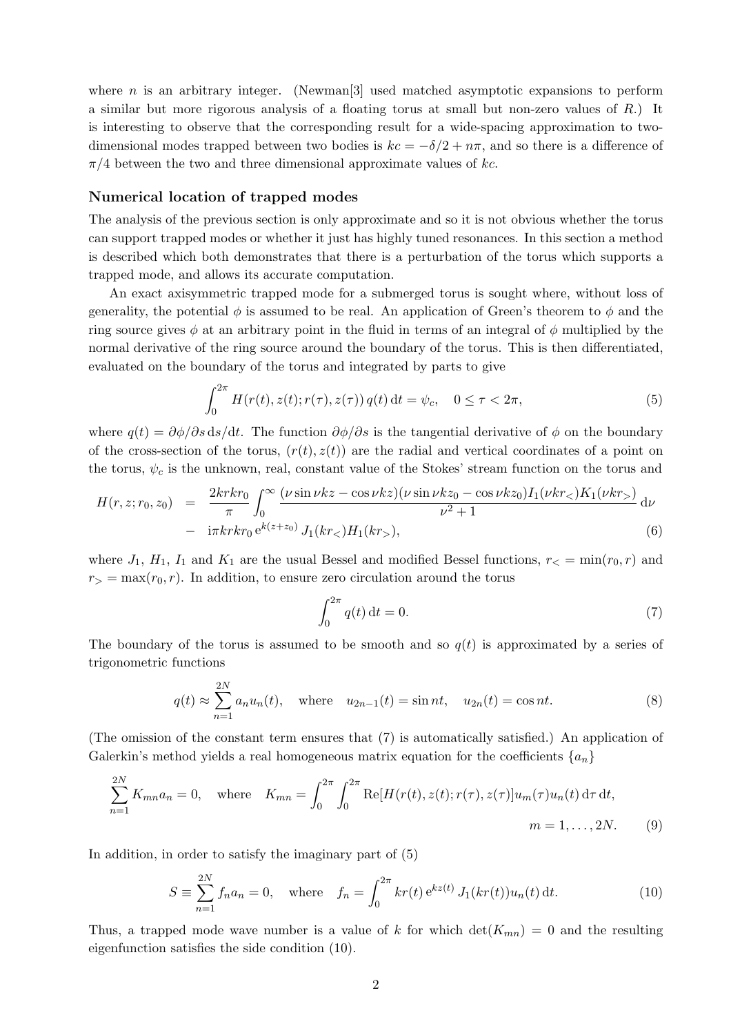where $n$ is an arbitrary integer. (Newman[3] used matched asymptotic expansions to perform a similar but more rigorous analysis of a floating torus at small but non-zero values of $R$.) It is interesting to observe that the corresponding result for a wide-spacing approximation to two-dimensional modes trapped between two bodies is $kc = -\delta/2 + n\pi$, and so there is a difference of $\pi/4$ between the two and three dimensional approximate values of $kc$.

### Numerical location of trapped modes

The analysis of the previous section is only approximate and so it is not obvious whether the torus can support trapped modes or whether it just has highly tuned resonances. In this section a method is described which both demonstrates that there is a perturbation of the torus which supports a trapped mode, and allows its accurate computation.

An exact axisymmetric trapped mode for a submerged torus is sought where, without loss of generality, the potential $\phi$ is assumed to be real. An application of Green's theorem to $\phi$ and the ring source gives $\phi$ at an arbitrary point in the fluid in terms of an integral of $\phi$ multiplied by the normal derivative of the ring source around the boundary of the torus. This is then differentiated, evaluated on the boundary of the torus and integrated by parts to give

$$\int_0^{2\pi} H(r(t), z(t); r(\tau), z(\tau))\, q(t)\, \mathrm{d}t = \psi_c, \quad 0 \leq \tau < 2\pi, \tag{5}$$

where $q(t) = \partial\phi/\partial s\, \mathrm{d}s/\mathrm{d}t$. The function $\partial\phi/\partial s$ is the tangential derivative of $\phi$ on the boundary of the cross-section of the torus, $(r(t), z(t))$ are the radial and vertical coordinates of a point on the torus, $\psi_c$ is the unknown, real, constant value of the Stokes' stream function on the torus and

$$\begin{aligned} H(r, z; r_0, z_0) \;&=\; \frac{2krkr_0}{\pi} \int_0^\infty \frac{(\nu \sin \nu kz - \cos \nu kz)(\nu \sin \nu kz_0 - \cos \nu kz_0) I_1(\nu kr_<) K_1(\nu kr_>)}{\nu^2 + 1}\, \mathrm{d}\nu \\ &-\; \mathrm{i}\pi krkr_0\, \mathrm{e}^{k(z+z_0)}\, J_1(kr_<) H_1(kr_>), \end{aligned} \tag{6}$$

where $J_1$, $H_1$, $I_1$ and $K_1$ are the usual Bessel and modified Bessel functions, $r_< = \min(r_0, r)$ and $r_> = \max(r_0, r)$. In addition, to ensure zero circulation around the torus

$$\int_0^{2\pi} q(t)\, \mathrm{d}t = 0. \tag{7}$$

The boundary of the torus is assumed to be smooth and so $q(t)$ is approximated by a series of trigonometric functions

$$q(t) \approx \sum_{n=1}^{2N} a_n u_n(t), \quad \text{where} \quad u_{2n-1}(t) = \sin nt, \quad u_{2n}(t) = \cos nt. \tag{8}$$

(The omission of the constant term ensures that (7) is automatically satisfied.) An application of Galerkin's method yields a real homogeneous matrix equation for the coefficients $\{a_n\}$

$$\sum_{n=1}^{2N} K_{mn} a_n = 0, \quad \text{where} \quad K_{mn} = \int_0^{2\pi} \int_0^{2\pi} \mathrm{Re}[H(r(t), z(t); r(\tau), z(\tau)] u_m(\tau) u_n(t)\, \mathrm{d}\tau\, \mathrm{d}t, \quad m = 1, \ldots, 2N. \tag{9}$$

In addition, in order to satisfy the imaginary part of (5)

$$S \equiv \sum_{n=1}^{2N} f_n a_n = 0, \quad \text{where} \quad f_n = \int_0^{2\pi} kr(t)\, \mathrm{e}^{kz(t)}\, J_1(kr(t)) u_n(t)\, \mathrm{d}t. \tag{10}$$

Thus, a trapped mode wave number is a value of $k$ for which $\det(K_{mn}) = 0$ and the resulting eigenfunction satisfies the side condition (10).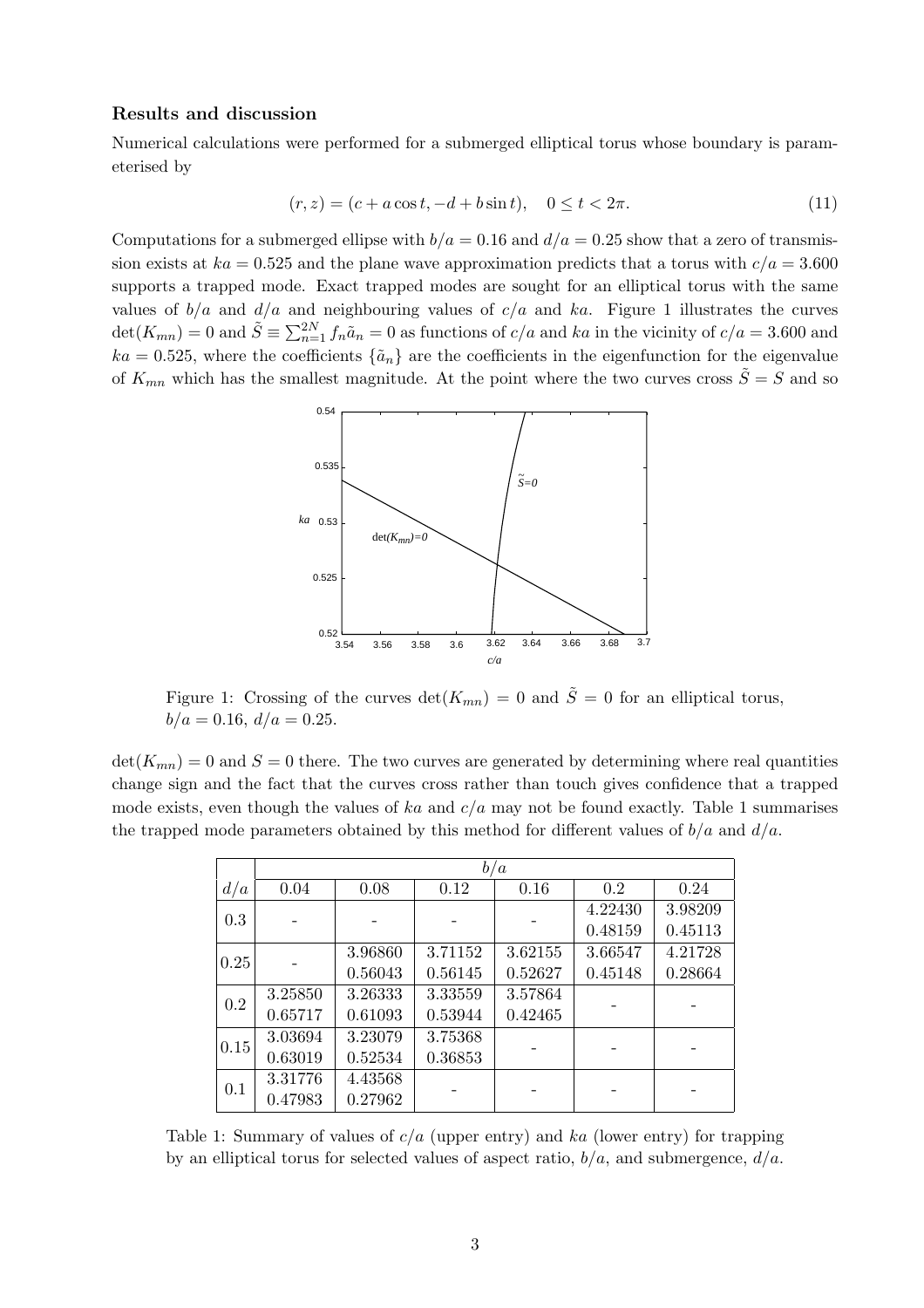**Results and discussion**

Numerical calculations were performed for a submerged elliptical torus whose boundary is parameterised by

$$(r, z) = (c + a \cos t, -d + b \sin t), \quad 0 \le t < 2\pi. \tag{11}$$

Computations for a submerged ellipse with $b/a = 0.16$ and $d/a = 0.25$ show that a zero of transmission exists at $ka = 0.525$ and the plane wave approximation predicts that a torus with $c/a = 3.600$ supports a trapped mode. Exact trapped modes are sought for an elliptical torus with the same values of $b/a$ and $d/a$ and neighbouring values of $c/a$ and $ka$. Figure 1 illustrates the curves $\det(K_{mn}) = 0$ and $\tilde{S} \equiv \sum_{n=1}^{2N} f_n \tilde{a}_n = 0$ as functions of $c/a$ and $ka$ in the vicinity of $c/a = 3.600$ and $ka = 0.525$, where the coefficients $\{\tilde{a}_n\}$ are the coefficients in the eigenfunction for the eigenvalue of $K_{mn}$ which has the smallest magnitude. At the point where the two curves cross $\tilde{S} = S$ and so

Figure 1: Crossing of the curves $\det(K_{mn}) = 0$ and $\tilde{S} = 0$ for an elliptical torus, $b/a = 0.16$, $d/a = 0.25$.

$\det(K_{mn}) = 0$ and $S = 0$ there. The two curves are generated by determining where real quantities change sign and the fact that the curves cross rather than touch gives confidence that a trapped mode exists, even though the values of $ka$ and $c/a$ may not be found exactly. Table 1 summarises the trapped mode parameters obtained by this method for different values of $b/a$ and $d/a$.

| | $b/a$ | | | | | |
|---|---|---|---|---|---|---|
| $d/a$ | 0.04 | 0.08 | 0.12 | 0.16 | 0.2 | 0.24 |
| 0.3 | - | - | - | - | 4.22430<br>0.48159 | 3.98209<br>0.45113 |
| 0.25 | - | 3.96860<br>0.56043 | 3.71152<br>0.56145 | 3.62155<br>0.52627 | 3.66547<br>0.45148 | 4.21728<br>0.28664 |
| 0.2 | 3.25850<br>0.65717 | 3.26333<br>0.61093 | 3.33559<br>0.53944 | 3.57864<br>0.42465 | - | - |
| 0.15 | 3.03694<br>0.63019 | 3.23079<br>0.52534 | 3.75368<br>0.36853 | - | - | - |
| 0.1 | 3.31776<br>0.47983 | 4.43568<br>0.27962 | - | - | - | - |

Table 1: Summary of values of $c/a$ (upper entry) and $ka$ (lower entry) for trapping by an elliptical torus for selected values of aspect ratio, $b/a$, and submergence, $d/a$.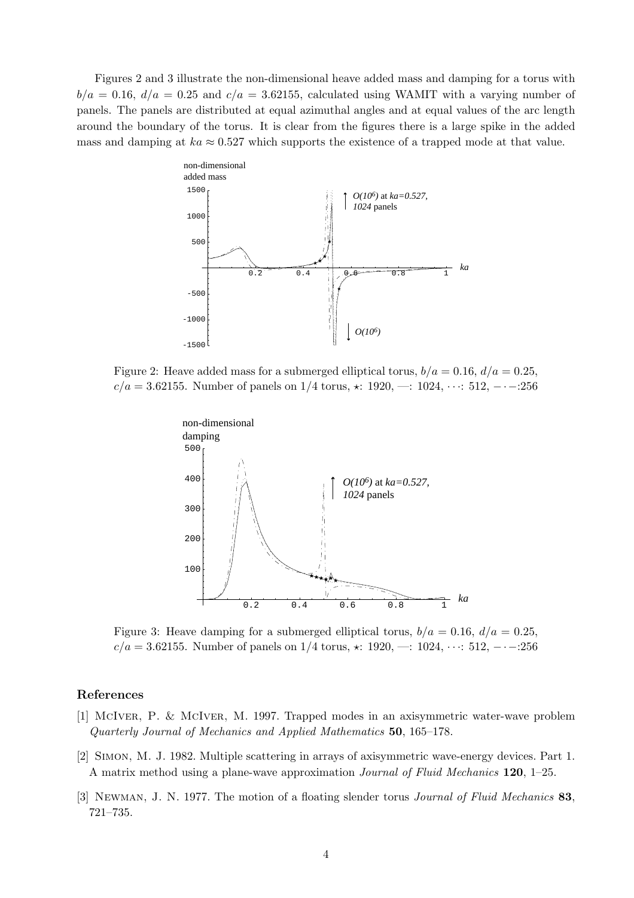Figures 2 and 3 illustrate the non-dimensional heave added mass and damping for a torus with $b/a = 0.16$, $d/a = 0.25$ and $c/a = 3.62155$, calculated using WAMIT with a varying number of panels. The panels are distributed at equal azimuthal angles and at equal values of the arc length around the boundary of the torus. It is clear from the figures there is a large spike in the added mass and damping at $ka \approx 0.527$ which supports the existence of a trapped mode at that value.

non-dimensional
added mass
1500
1000
500
-500
-1000
-1500
0.2
0.4
0.6
0.8
1
ka
$O(10^6)$ at $ka=0.527$,
1024 panels
$O(10^6)$

Figure 2: Heave added mass for a submerged elliptical torus, $b/a = 0.16$, $d/a = 0.25$, $c/a = 3.62155$. Number of panels on 1/4 torus, ⋆: 1920, —: 1024, ···: 512, −·−:256

non-dimensional
damping
500
400
300
200
100
0.2
0.4
0.6
0.8
1
ka
$O(10^6)$ at $ka=0.527$,
1024 panels

Figure 3: Heave damping for a submerged elliptical torus, $b/a = 0.16$, $d/a = 0.25$, $c/a = 3.62155$. Number of panels on 1/4 torus, ⋆: 1920, —: 1024, ···: 512, −·−:256

## References

[1] McIver, P. & McIver, M. 1997. Trapped modes in an axisymmetric water-wave problem *Quarterly Journal of Mechanics and Applied Mathematics* **50**, 165–178.

[2] Simon, M. J. 1982. Multiple scattering in arrays of axisymmetric wave-energy devices. Part 1. A matrix method using a plane-wave approximation *Journal of Fluid Mechanics* **120**, 1–25.

[3] Newman, J. N. 1977. The motion of a floating slender torus *Journal of Fluid Mechanics* **83**, 721–735.